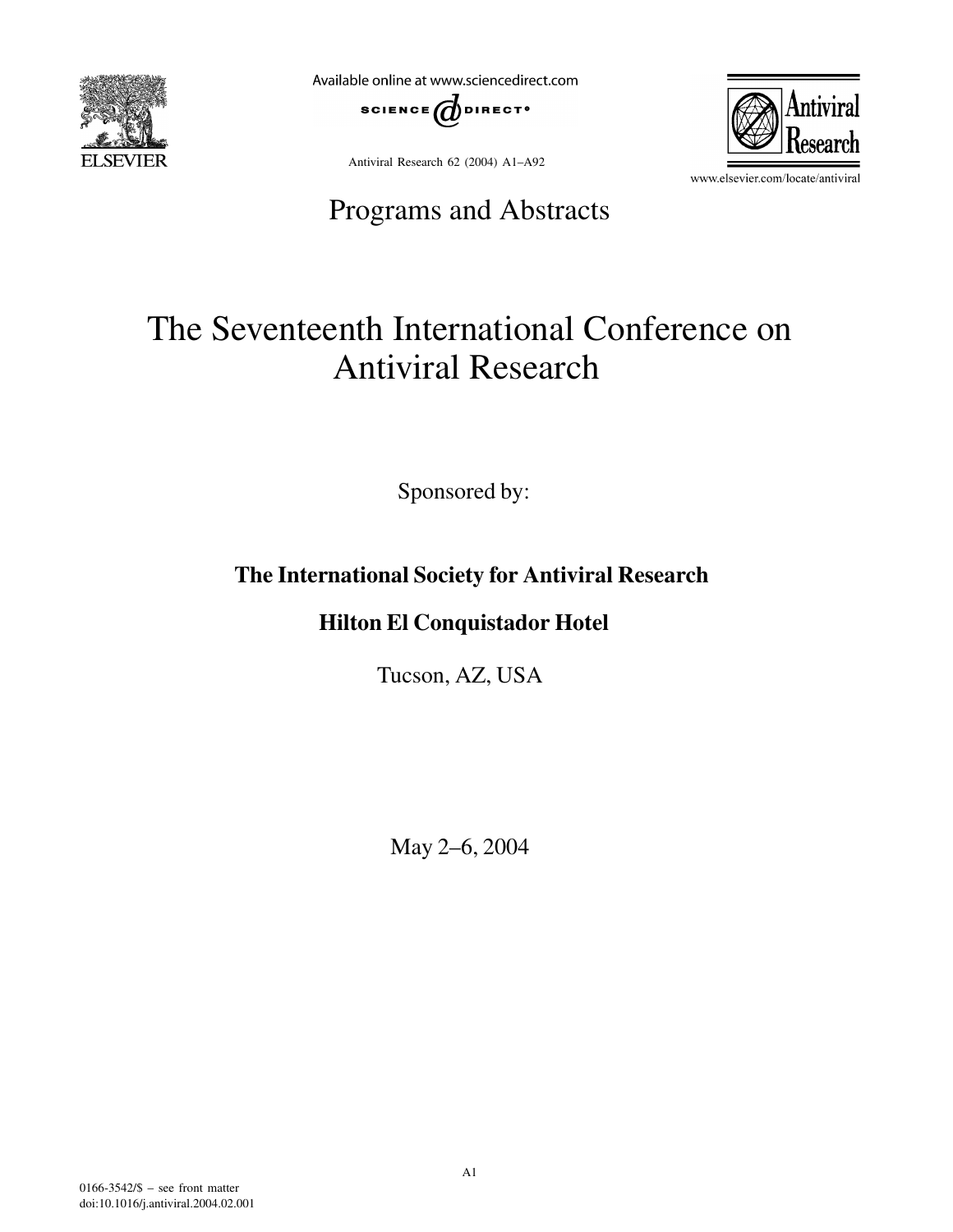# Programs and Abstracts

# The Seventeenth International Conference on Antiviral Research

Sponsored by:

**The International Society for Antiviral Research**

**Hilton El Conquistador Hotel**

Tucson, AZ, USA

May 2–6, 2004

0166-3542/$ – see front matter
doi:10.1016/j.antiviral.2004.02.001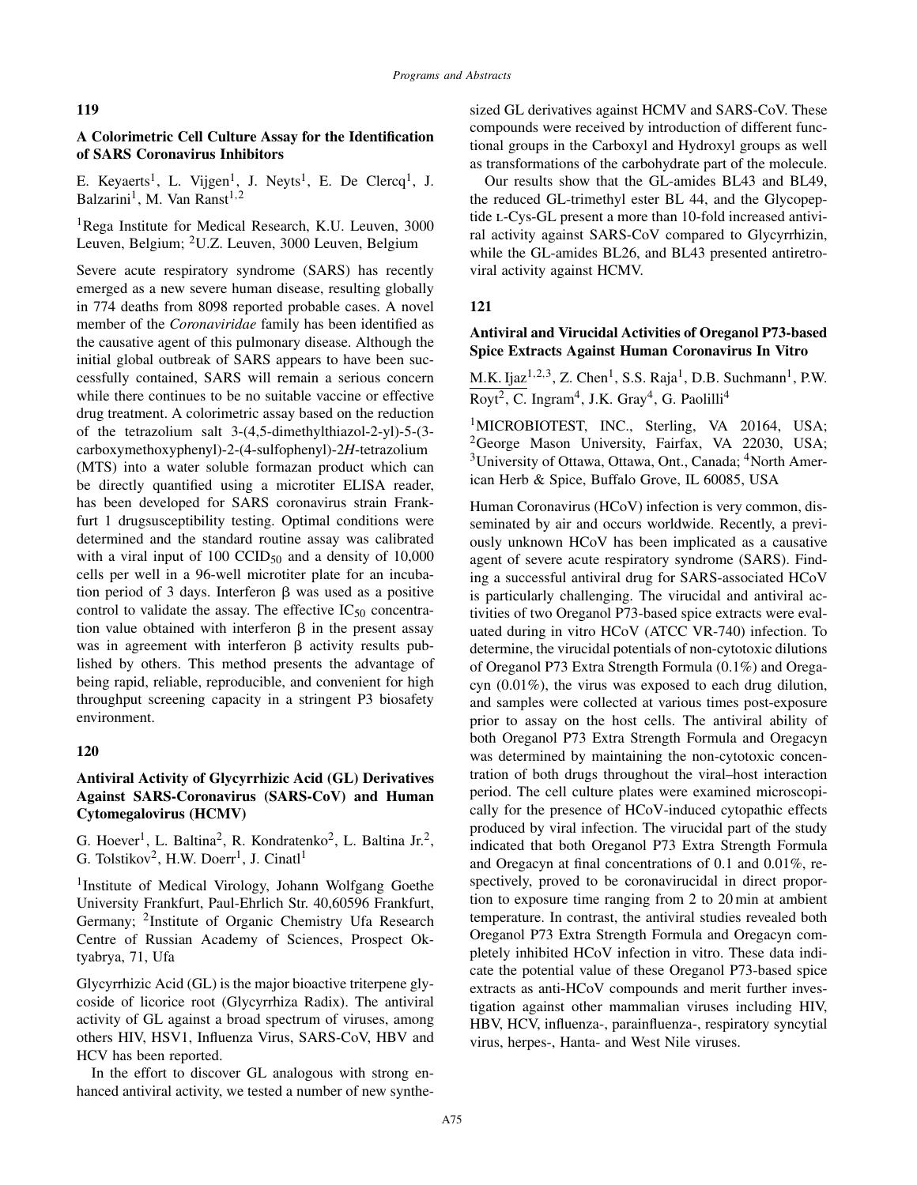## 119

### A Colorimetric Cell Culture Assay for the Identification of SARS Coronavirus Inhibitors

E. Keyaerts[1], L. Vijgen[1], J. Neyts[1], E. De Clercq[1], J. Balzarini[1], M. Van Ranst[1,2]

[1]Rega Institute for Medical Research, K.U. Leuven, 3000 Leuven, Belgium; [2]U.Z. Leuven, 3000 Leuven, Belgium

Severe acute respiratory syndrome (SARS) has recently emerged as a new severe human disease, resulting globally in 774 deaths from 8098 reported probable cases. A novel member of the *Coronaviridae* family has been identified as the causative agent of this pulmonary disease. Although the initial global outbreak of SARS appears to have been successfully contained, SARS will remain a serious concern while there continues to be no suitable vaccine or effective drug treatment. A colorimetric assay based on the reduction of the tetrazolium salt 3-(4,5-dimethylthiazol-2-yl)-5-(3-carboxymethoxyphenyl)-2-(4-sulfophenyl)-2*H*-tetrazolium (MTS) into a water soluble formazan product which can be directly quantified using a microtiter ELISA reader, has been developed for SARS coronavirus strain Frankfurt 1 drugsusceptibility testing. Optimal conditions were determined and the standard routine assay was calibrated with a viral input of 100 $CCID_{50}$ and a density of 10,000 cells per well in a 96-well microtiter plate for an incubation period of 3 days. Interferon β was used as a positive control to validate the assay. The effective $IC_{50}$ concentration value obtained with interferon β in the present assay was in agreement with interferon β activity results published by others. This method presents the advantage of being rapid, reliable, reproducible, and convenient for high throughput screening capacity in a stringent P3 biosafety environment.

## 120

### Antiviral Activity of Glycyrrhizic Acid (GL) Derivatives Against SARS-Coronavirus (SARS-CoV) and Human Cytomegalovirus (HCMV)

G. Hoever[1], L. Baltina[2], R. Kondratenko[2], L. Baltina Jr.[2], G. Tolstikov[2], H.W. Doerr[1], J. Cinatl[1]

[1]Institute of Medical Virology, Johann Wolfgang Goethe University Frankfurt, Paul-Ehrlich Str. 40,60596 Frankfurt, Germany; [2]Institute of Organic Chemistry Ufa Research Centre of Russian Academy of Sciences, Prospect Oktyabrya, 71, Ufa

Glycyrrhizic Acid (GL) is the major bioactive triterpene glycoside of licorice root (Glycyrrhiza Radix). The antiviral activity of GL against a broad spectrum of viruses, among others HIV, HSV1, Influenza Virus, SARS-CoV, HBV and HCV has been reported.

In the effort to discover GL analogous with strong enhanced antiviral activity, we tested a number of new synthesized GL derivatives against HCMV and SARS-CoV. These compounds were received by introduction of different functional groups in the Carboxyl and Hydroxyl groups as well as transformations of the carbohydrate part of the molecule.

Our results show that the GL-amides BL43 and BL49, the reduced GL-trimethyl ester BL 44, and the Glycopeptide L-Cys-GL present a more than 10-fold increased antiviral activity against SARS-CoV compared to Glycyrrhizin, while the GL-amides BL26, and BL43 presented antiretroviral activity against HCMV.

## 121

### Antiviral and Virucidal Activities of Oreganol P73-based Spice Extracts Against Human Coronavirus In Vitro

M.K. Ijaz[1,2,3], Z. Chen[1], S.S. Raja[1], D.B. Suchmann[1], P.W. Royt[2], C. Ingram[4], J.K. Gray[4], G. Paolilli[4]

[1]MICROBIOTEST, INC., Sterling, VA 20164, USA; [2]George Mason University, Fairfax, VA 22030, USA; [3]University of Ottawa, Ottawa, Ont., Canada; [4]North American Herb & Spice, Buffalo Grove, IL 60085, USA

Human Coronavirus (HCoV) infection is very common, disseminated by air and occurs worldwide. Recently, a previously unknown HCoV has been implicated as a causative agent of severe acute respiratory syndrome (SARS). Finding a successful antiviral drug for SARS-associated HCoV is particularly challenging. The virucidal and antiviral activities of two Oreganol P73-based spice extracts were evaluated during in vitro HCoV (ATCC VR-740) infection. To determine, the virucidal potentials of non-cytotoxic dilutions of Oreganol P73 Extra Strength Formula (0.1%) and Oregacyn (0.01%), the virus was exposed to each drug dilution, and samples were collected at various times post-exposure prior to assay on the host cells. The antiviral ability of both Oreganol P73 Extra Strength Formula and Oregacyn was determined by maintaining the non-cytotoxic concentration of both drugs throughout the viral–host interaction period. The cell culture plates were examined microscopically for the presence of HCoV-induced cytopathic effects produced by viral infection. The virucidal part of the study indicated that both Oreganol P73 Extra Strength Formula and Oregacyn at final concentrations of 0.1 and 0.01%, respectively, proved to be coronavirucidal in direct proportion to exposure time ranging from 2 to 20 min at ambient temperature. In contrast, the antiviral studies revealed both Oreganol P73 Extra Strength Formula and Oregacyn completely inhibited HCoV infection in vitro. These data indicate the potential value of these Oreganol P73-based spice extracts as anti-HCoV compounds and merit further investigation against other mammalian viruses including HIV, HBV, HCV, influenza-, parainfluenza-, respiratory syncytial virus, herpes-, Hanta- and West Nile viruses.